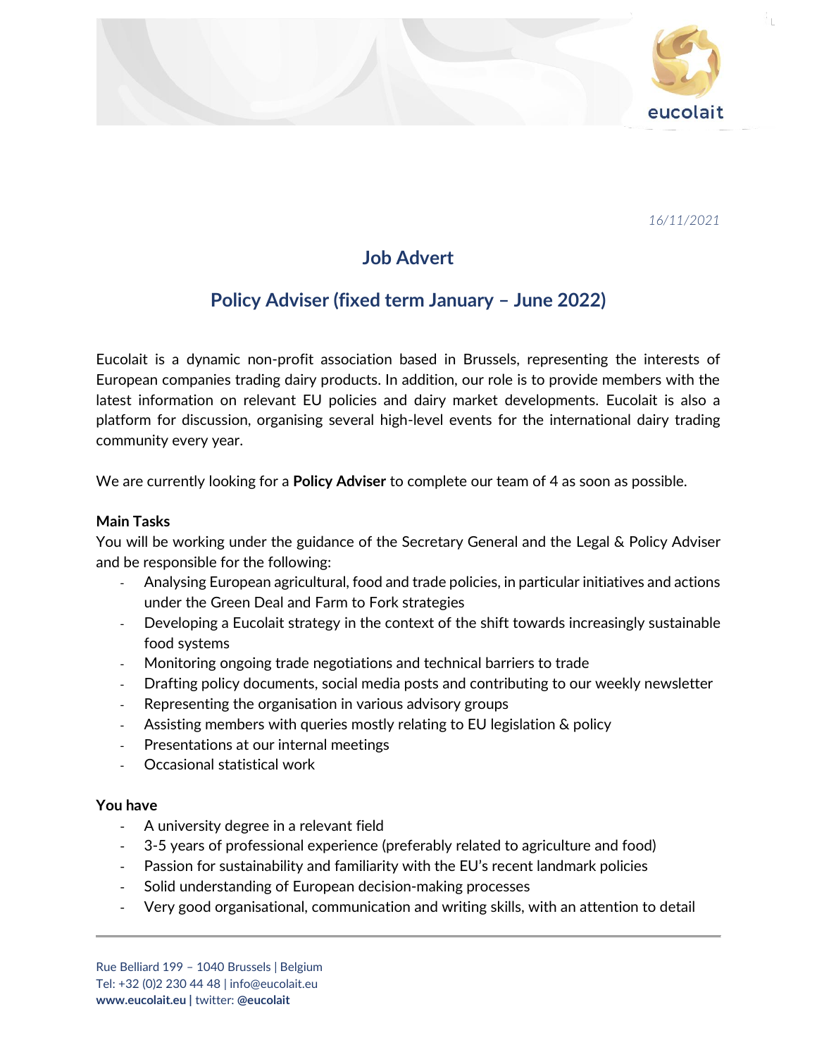*16/11/2021*

# Job Advert

## Policy Adviser (fixed term January – June 2022)

Eucolait is a dynamic non-profit association based in Brussels, representing the interests of European companies trading dairy products. In addition, our role is to provide members with the latest information on relevant EU policies and dairy market developments. Eucolait is also a platform for discussion, organising several high-level events for the international dairy trading community every year.

We are currently looking for a **Policy Adviser** to complete our team of 4 as soon as possible.

### Main Tasks

You will be working under the guidance of the Secretary General and the Legal & Policy Adviser and be responsible for the following:

- Analysing European agricultural, food and trade policies, in particular initiatives and actions under the Green Deal and Farm to Fork strategies
- Developing a Eucolait strategy in the context of the shift towards increasingly sustainable food systems
- Monitoring ongoing trade negotiations and technical barriers to trade
- Drafting policy documents, social media posts and contributing to our weekly newsletter
- Representing the organisation in various advisory groups
- Assisting members with queries mostly relating to EU legislation & policy
- Presentations at our internal meetings
- Occasional statistical work

### You have

- A university degree in a relevant field
- 3-5 years of professional experience (preferably related to agriculture and food)
- Passion for sustainability and familiarity with the EU's recent landmark policies
- Solid understanding of European decision-making processes
- Very good organisational, communication and writing skills, with an attention to detail

Rue Belliard 199 – 1040 Brussels | Belgium
Tel: +32 (0)2 230 44 48 | info@eucolait.eu
**www.eucolait.eu |** twitter: **@eucolait**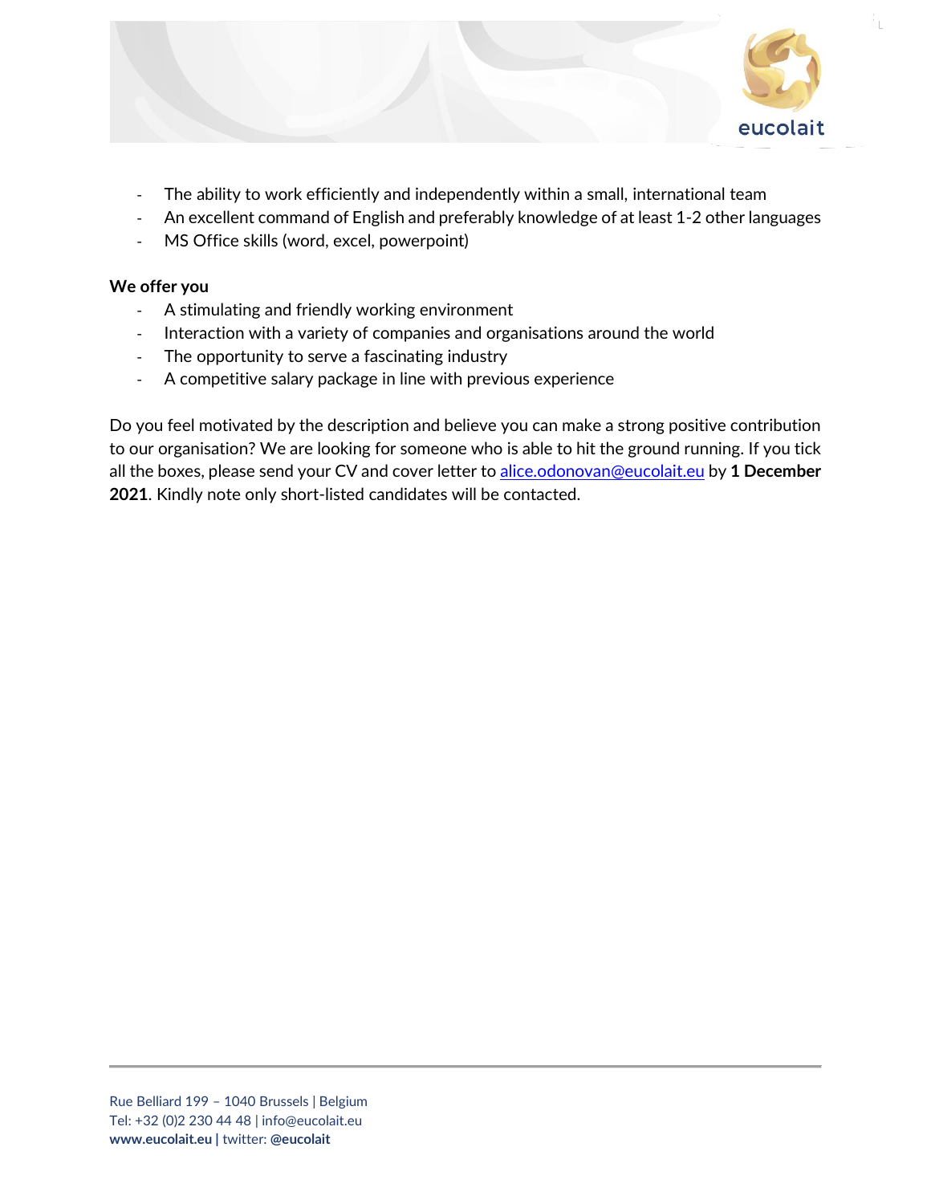- The ability to work efficiently and independently within a small, international team
- An excellent command of English and preferably knowledge of at least 1-2 other languages
- MS Office skills (word, excel, powerpoint)

**We offer you**

- A stimulating and friendly working environment
- Interaction with a variety of companies and organisations around the world
- The opportunity to serve a fascinating industry
- A competitive salary package in line with previous experience

Do you feel motivated by the description and believe you can make a strong positive contribution to our organisation? We are looking for someone who is able to hit the ground running. If you tick all the boxes, please send your CV and cover letter to alice.odonovan@eucolait.eu by **1 December 2021**. Kindly note only short-listed candidates will be contacted.